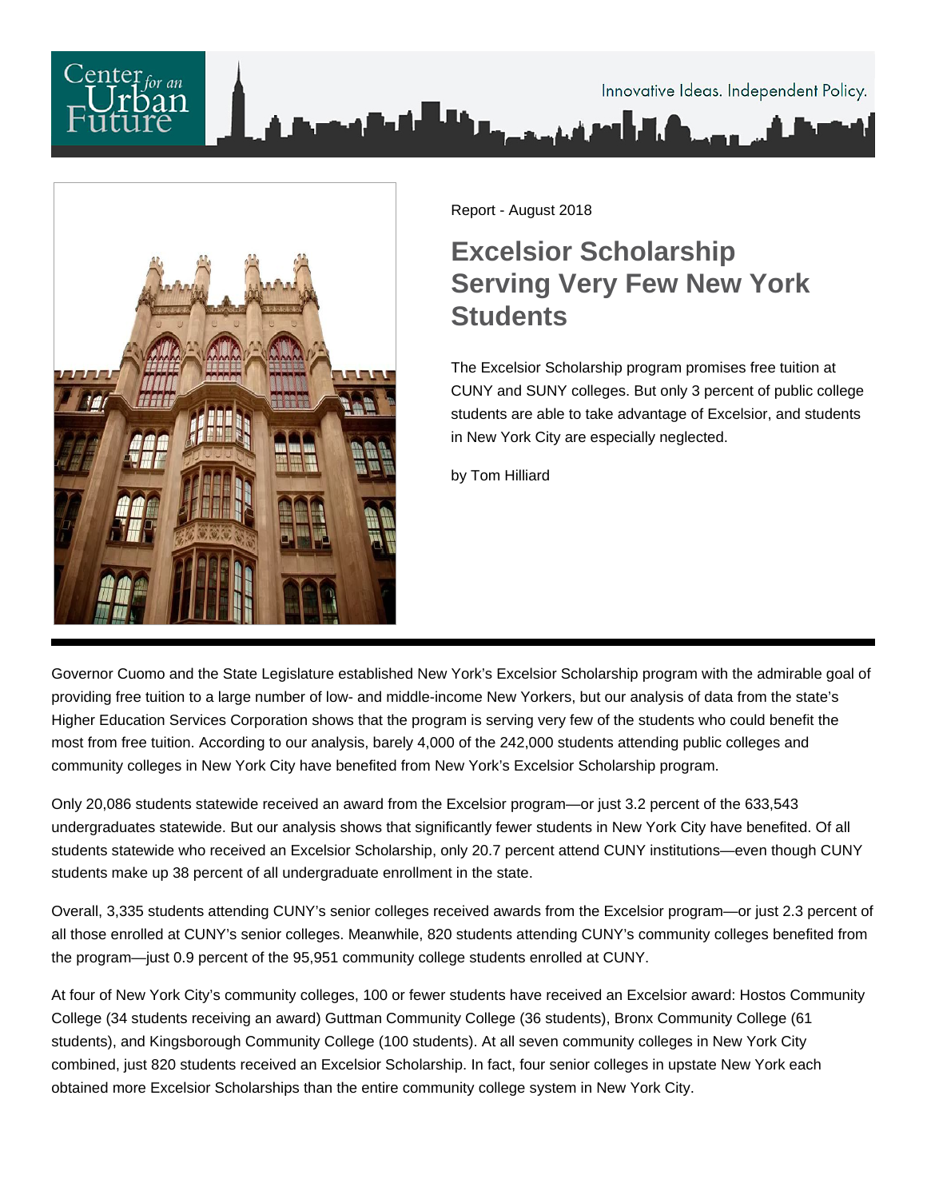Report - August 2018

# Excelsior Scholarship Serving Very Few New York Students

The Excelsior Scholarship program promises free tuition at CUNY and SUNY colleges. But only 3 percent of public college students are able to take advantage of Excelsior, and students in New York City are especially neglected.

by Tom Hilliard

Governor Cuomo and the State Legislature established New York's Excelsior Scholarship program with the admirable goal of providing free tuition to a large number of low- and middle-income New Yorkers, but our analysis of data from the state's Higher Education Services Corporation shows that the program is serving very few of the students who could benefit the most from free tuition. According to our analysis, barely 4,000 of the 242,000 students attending public colleges and community colleges in New York City have benefited from New York's Excelsior Scholarship program.

Only 20,086 students statewide received an award from the Excelsior program—or just 3.2 percent of the 633,543 undergraduates statewide. But our analysis shows that significantly fewer students in New York City have benefited. Of all students statewide who received an Excelsior Scholarship, only 20.7 percent attend CUNY institutions—even though CUNY students make up 38 percent of all undergraduate enrollment in the state.

Overall, 3,335 students attending CUNY's senior colleges received awards from the Excelsior program—or just 2.3 percent of all those enrolled at CUNY's senior colleges. Meanwhile, 820 students attending CUNY's community colleges benefited from the program—just 0.9 percent of the 95,951 community college students enrolled at CUNY.

At four of New York City's community colleges, 100 or fewer students have received an Excelsior award: Hostos Community College (34 students receiving an award) Guttman Community College (36 students), Bronx Community College (61 students), and Kingsborough Community College (100 students). At all seven community colleges in New York City combined, just 820 students received an Excelsior Scholarship. In fact, four senior colleges in upstate New York each obtained more Excelsior Scholarships than the entire community college system in New York City.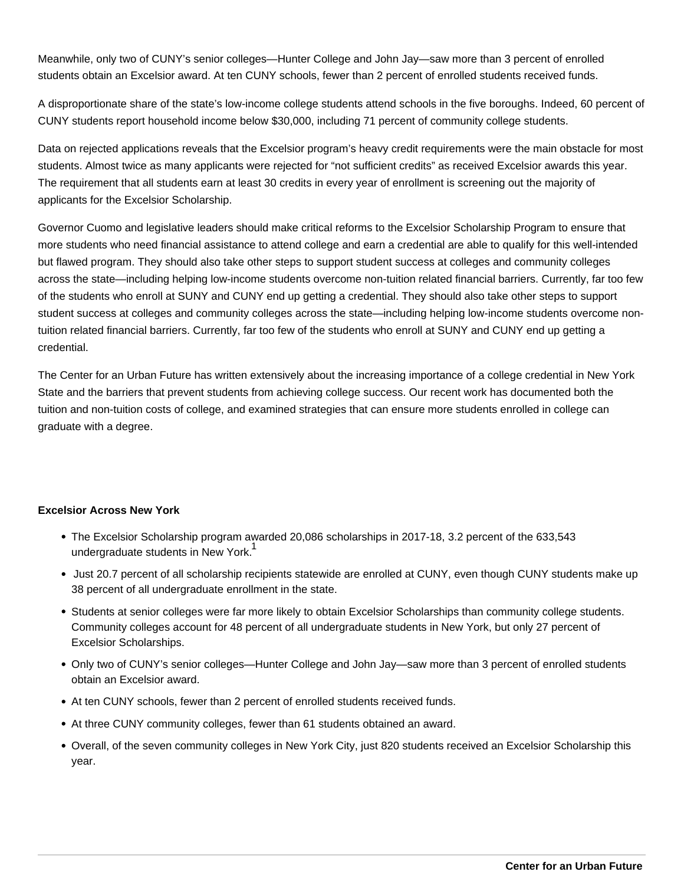Meanwhile, only two of CUNY's senior colleges—Hunter College and John Jay—saw more than 3 percent of enrolled students obtain an Excelsior award. At ten CUNY schools, fewer than 2 percent of enrolled students received funds.

A disproportionate share of the state's low-income college students attend schools in the five boroughs. Indeed, 60 percent of CUNY students report household income below $30,000, including 71 percent of community college students.

Data on rejected applications reveals that the Excelsior program's heavy credit requirements were the main obstacle for most students. Almost twice as many applicants were rejected for "not sufficient credits" as received Excelsior awards this year. The requirement that all students earn at least 30 credits in every year of enrollment is screening out the majority of applicants for the Excelsior Scholarship.

Governor Cuomo and legislative leaders should make critical reforms to the Excelsior Scholarship Program to ensure that more students who need financial assistance to attend college and earn a credential are able to qualify for this well-intended but flawed program. They should also take other steps to support student success at colleges and community colleges across the state—including helping low-income students overcome non-tuition related financial barriers. Currently, far too few of the students who enroll at SUNY and CUNY end up getting a credential. They should also take other steps to support student success at colleges and community colleges across the state—including helping low-income students overcome non-tuition related financial barriers. Currently, far too few of the students who enroll at SUNY and CUNY end up getting a credential.

The Center for an Urban Future has written extensively about the increasing importance of a college credential in New York State and the barriers that prevent students from achieving college success. Our recent work has documented both the tuition and non-tuition costs of college, and examined strategies that can ensure more students enrolled in college can graduate with a degree.

**Excelsior Across New York**

- The Excelsior Scholarship program awarded 20,086 scholarships in 2017-18, 3.2 percent of the 633,543 undergraduate students in New York.[1]
- Just 20.7 percent of all scholarship recipients statewide are enrolled at CUNY, even though CUNY students make up 38 percent of all undergraduate enrollment in the state.
- Students at senior colleges were far more likely to obtain Excelsior Scholarships than community college students. Community colleges account for 48 percent of all undergraduate students in New York, but only 27 percent of Excelsior Scholarships.
- Only two of CUNY's senior colleges—Hunter College and John Jay—saw more than 3 percent of enrolled students obtain an Excelsior award.
- At ten CUNY schools, fewer than 2 percent of enrolled students received funds.
- At three CUNY community colleges, fewer than 61 students obtained an award.
- Overall, of the seven community colleges in New York City, just 820 students received an Excelsior Scholarship this year.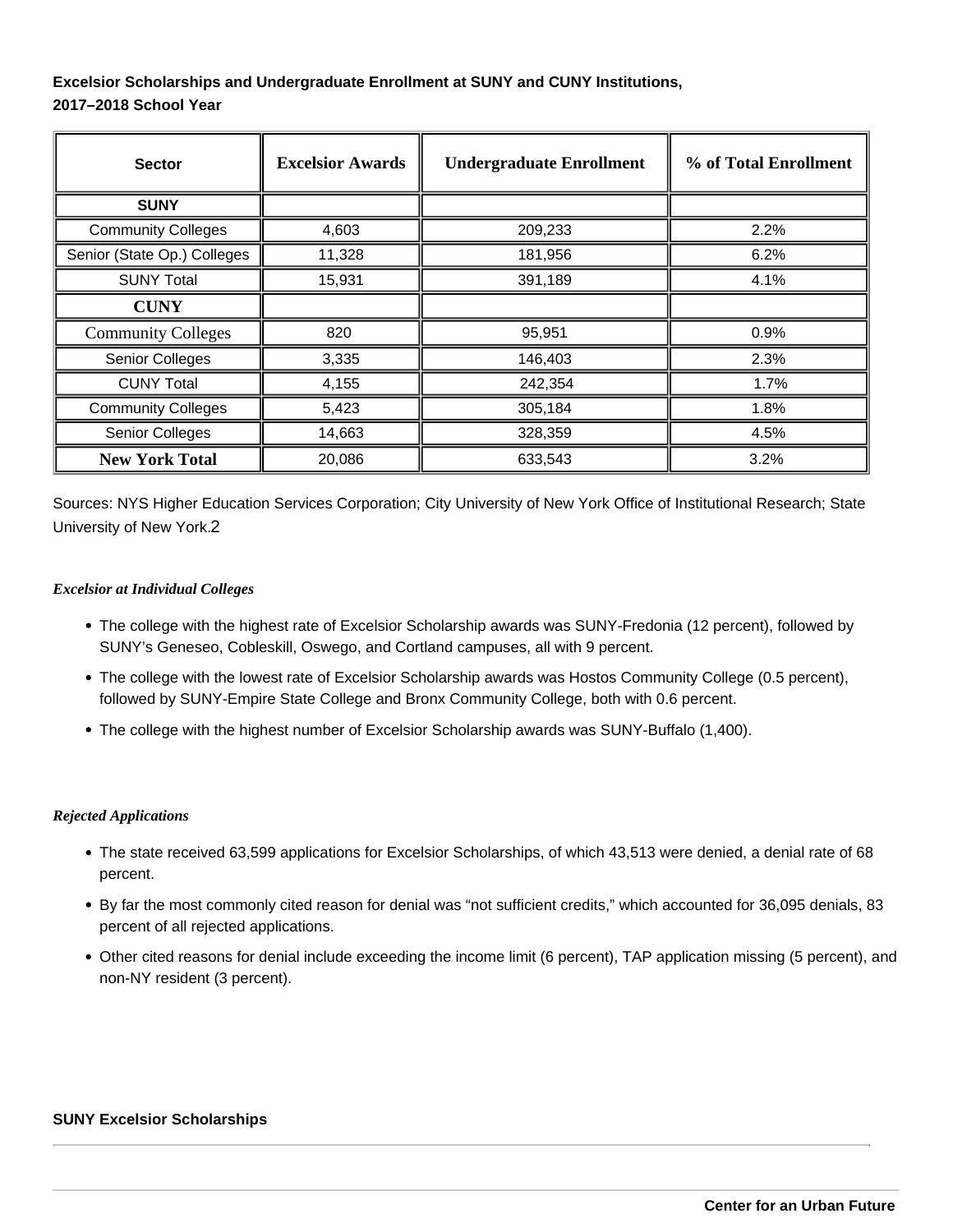**Excelsior Scholarships and Undergraduate Enrollment at SUNY and CUNY Institutions, 2017–2018 School Year**

| Sector | Excelsior Awards | Undergraduate Enrollment | % of Total Enrollment |
|---|---|---|---|
| **SUNY** | | | |
| Community Colleges | 4,603 | 209,233 | 2.2% |
| Senior (State Op.) Colleges | 11,328 | 181,956 | 6.2% |
| SUNY Total | 15,931 | 391,189 | 4.1% |
| **CUNY** | | | |
| Community Colleges | 820 | 95,951 | 0.9% |
| Senior Colleges | 3,335 | 146,403 | 2.3% |
| CUNY Total | 4,155 | 242,354 | 1.7% |
| Community Colleges | 5,423 | 305,184 | 1.8% |
| Senior Colleges | 14,663 | 328,359 | 4.5% |
| **New York Total** | 20,086 | 633,543 | 3.2% |

Sources: NYS Higher Education Services Corporation; City University of New York Office of Institutional Research; State University of New York.[2]

***Excelsior at Individual Colleges***

- The college with the highest rate of Excelsior Scholarship awards was SUNY-Fredonia (12 percent), followed by SUNY's Geneseo, Cobleskill, Oswego, and Cortland campuses, all with 9 percent.
- The college with the lowest rate of Excelsior Scholarship awards was Hostos Community College (0.5 percent), followed by SUNY-Empire State College and Bronx Community College, both with 0.6 percent.
- The college with the highest number of Excelsior Scholarship awards was SUNY-Buffalo (1,400).

***Rejected Applications***

- The state received 63,599 applications for Excelsior Scholarships, of which 43,513 were denied, a denial rate of 68 percent.
- By far the most commonly cited reason for denial was "not sufficient credits," which accounted for 36,095 denials, 83 percent of all rejected applications.
- Other cited reasons for denial include exceeding the income limit (6 percent), TAP application missing (5 percent), and non-NY resident (3 percent).

**SUNY Excelsior Scholarships**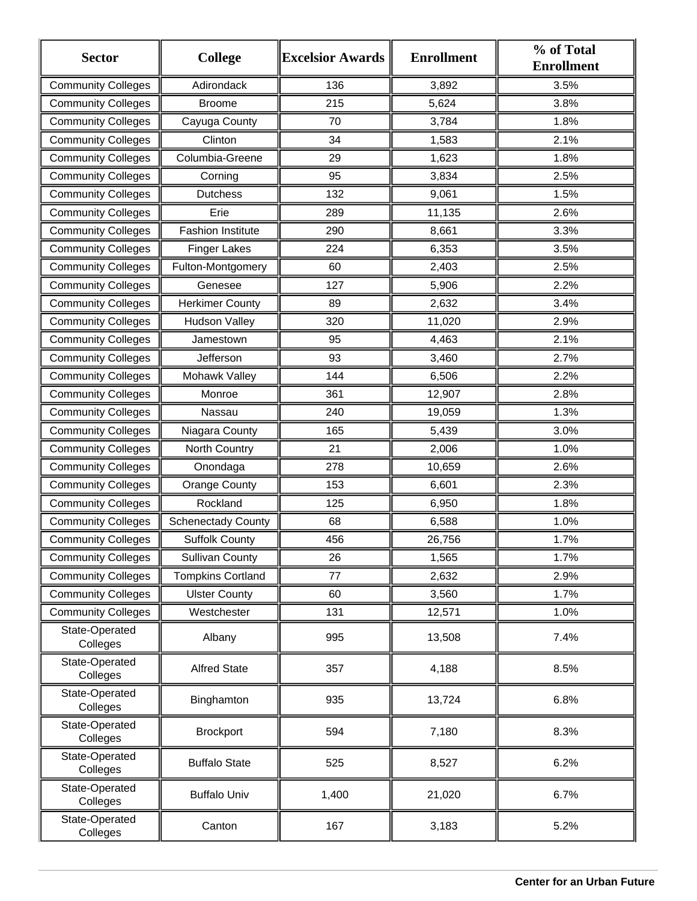| Sector | College | Excelsior Awards | Enrollment | % of Total Enrollment |
|---|---|---|---|---|
| Community Colleges | Adirondack | 136 | 3,892 | 3.5% |
| Community Colleges | Broome | 215 | 5,624 | 3.8% |
| Community Colleges | Cayuga County | 70 | 3,784 | 1.8% |
| Community Colleges | Clinton | 34 | 1,583 | 2.1% |
| Community Colleges | Columbia-Greene | 29 | 1,623 | 1.8% |
| Community Colleges | Corning | 95 | 3,834 | 2.5% |
| Community Colleges | Dutchess | 132 | 9,061 | 1.5% |
| Community Colleges | Erie | 289 | 11,135 | 2.6% |
| Community Colleges | Fashion Institute | 290 | 8,661 | 3.3% |
| Community Colleges | Finger Lakes | 224 | 6,353 | 3.5% |
| Community Colleges | Fulton-Montgomery | 60 | 2,403 | 2.5% |
| Community Colleges | Genesee | 127 | 5,906 | 2.2% |
| Community Colleges | Herkimer County | 89 | 2,632 | 3.4% |
| Community Colleges | Hudson Valley | 320 | 11,020 | 2.9% |
| Community Colleges | Jamestown | 95 | 4,463 | 2.1% |
| Community Colleges | Jefferson | 93 | 3,460 | 2.7% |
| Community Colleges | Mohawk Valley | 144 | 6,506 | 2.2% |
| Community Colleges | Monroe | 361 | 12,907 | 2.8% |
| Community Colleges | Nassau | 240 | 19,059 | 1.3% |
| Community Colleges | Niagara County | 165 | 5,439 | 3.0% |
| Community Colleges | North Country | 21 | 2,006 | 1.0% |
| Community Colleges | Onondaga | 278 | 10,659 | 2.6% |
| Community Colleges | Orange County | 153 | 6,601 | 2.3% |
| Community Colleges | Rockland | 125 | 6,950 | 1.8% |
| Community Colleges | Schenectady County | 68 | 6,588 | 1.0% |
| Community Colleges | Suffolk County | 456 | 26,756 | 1.7% |
| Community Colleges | Sullivan County | 26 | 1,565 | 1.7% |
| Community Colleges | Tompkins Cortland | 77 | 2,632 | 2.9% |
| Community Colleges | Ulster County | 60 | 3,560 | 1.7% |
| Community Colleges | Westchester | 131 | 12,571 | 1.0% |
| State-Operated Colleges | Albany | 995 | 13,508 | 7.4% |
| State-Operated Colleges | Alfred State | 357 | 4,188 | 8.5% |
| State-Operated Colleges | Binghamton | 935 | 13,724 | 6.8% |
| State-Operated Colleges | Brockport | 594 | 7,180 | 8.3% |
| State-Operated Colleges | Buffalo State | 525 | 8,527 | 6.2% |
| State-Operated Colleges | Buffalo Univ | 1,400 | 21,020 | 6.7% |
| State-Operated Colleges | Canton | 167 | 3,183 | 5.2% |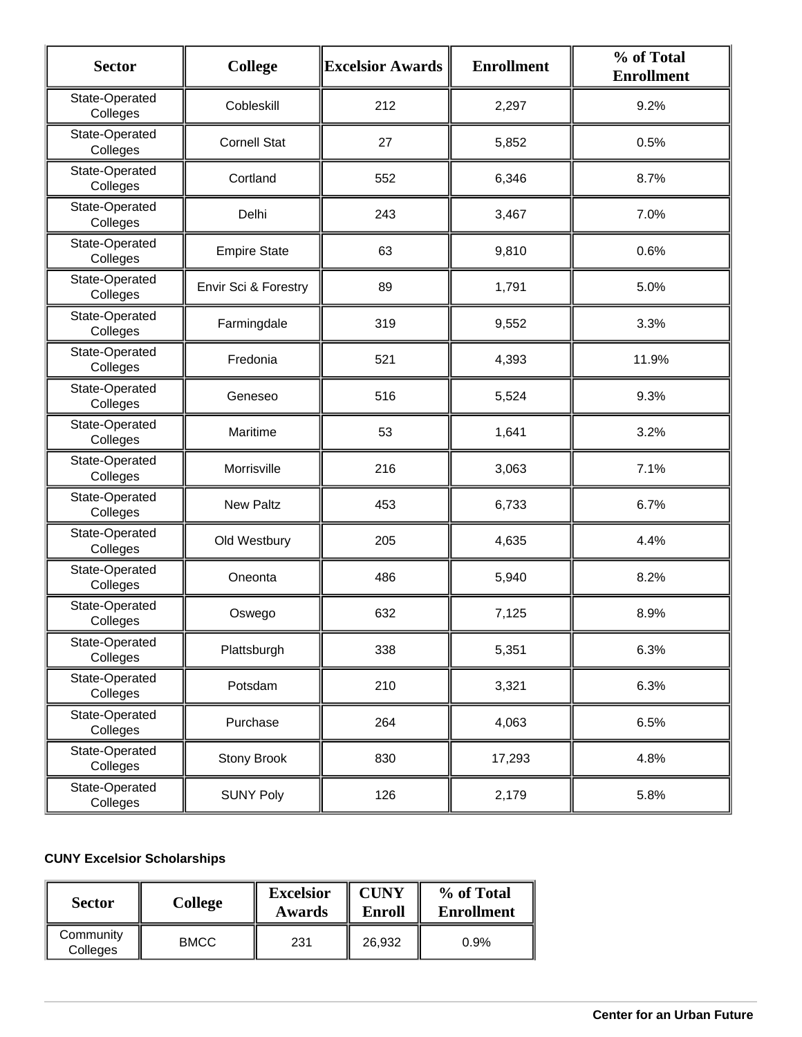| Sector | College | Excelsior Awards | Enrollment | % of Total Enrollment |
|---|---|---|---|---|
| State-Operated Colleges | Cobleskill | 212 | 2,297 | 9.2% |
| State-Operated Colleges | Cornell Stat | 27 | 5,852 | 0.5% |
| State-Operated Colleges | Cortland | 552 | 6,346 | 8.7% |
| State-Operated Colleges | Delhi | 243 | 3,467 | 7.0% |
| State-Operated Colleges | Empire State | 63 | 9,810 | 0.6% |
| State-Operated Colleges | Envir Sci & Forestry | 89 | 1,791 | 5.0% |
| State-Operated Colleges | Farmingdale | 319 | 9,552 | 3.3% |
| State-Operated Colleges | Fredonia | 521 | 4,393 | 11.9% |
| State-Operated Colleges | Geneseo | 516 | 5,524 | 9.3% |
| State-Operated Colleges | Maritime | 53 | 1,641 | 3.2% |
| State-Operated Colleges | Morrisville | 216 | 3,063 | 7.1% |
| State-Operated Colleges | New Paltz | 453 | 6,733 | 6.7% |
| State-Operated Colleges | Old Westbury | 205 | 4,635 | 4.4% |
| State-Operated Colleges | Oneonta | 486 | 5,940 | 8.2% |
| State-Operated Colleges | Oswego | 632 | 7,125 | 8.9% |
| State-Operated Colleges | Plattsburgh | 338 | 5,351 | 6.3% |
| State-Operated Colleges | Potsdam | 210 | 3,321 | 6.3% |
| State-Operated Colleges | Purchase | 264 | 4,063 | 6.5% |
| State-Operated Colleges | Stony Brook | 830 | 17,293 | 4.8% |
| State-Operated Colleges | SUNY Poly | 126 | 2,179 | 5.8% |

**CUNY Excelsior Scholarships**

| Sector | College | Excelsior Awards | CUNY Enroll | % of Total Enrollment |
|---|---|---|---|---|
| Community Colleges | BMCC | 231 | 26,932 | 0.9% |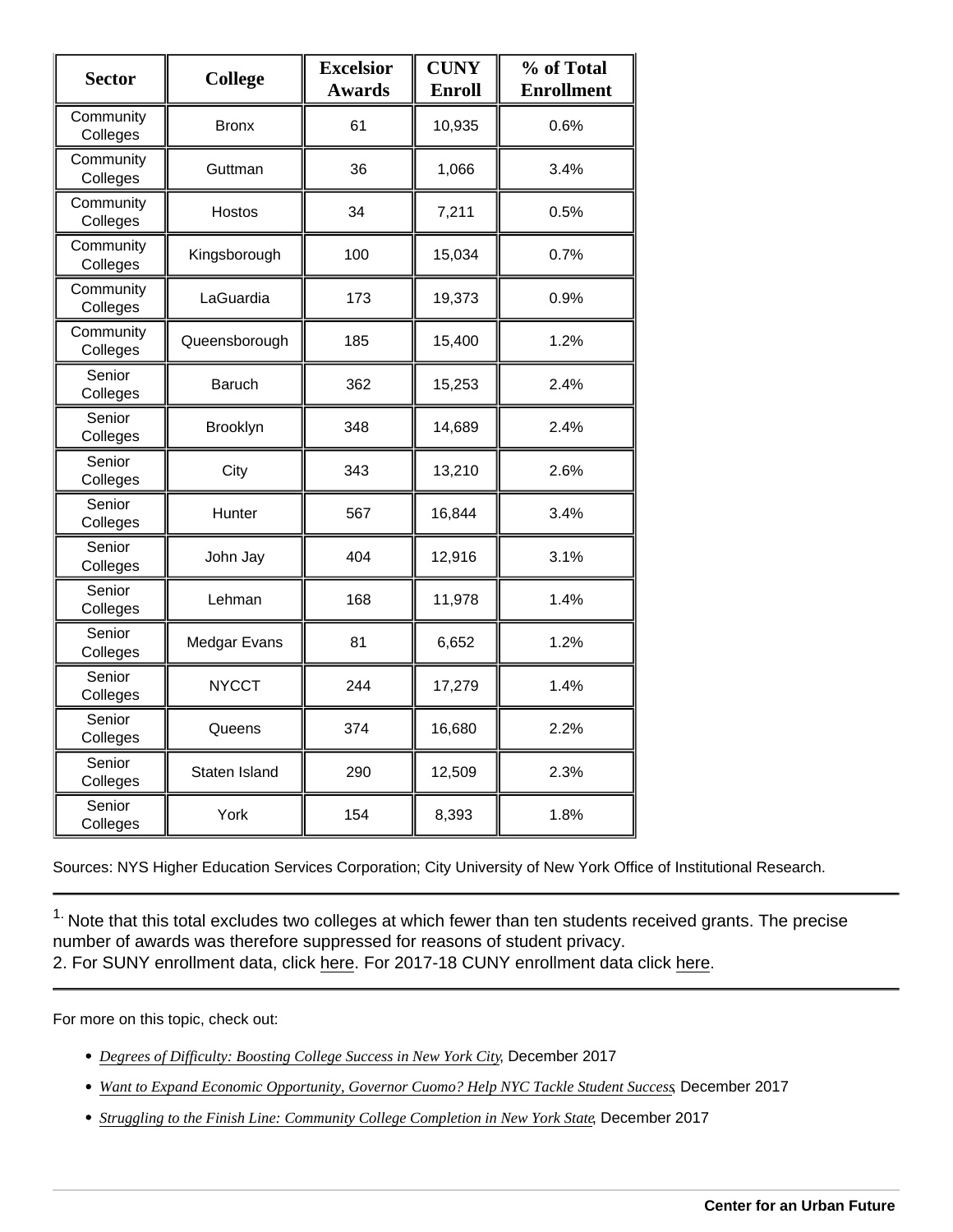| Sector | College | Excelsior Awards | CUNY Enroll | % of Total Enrollment |
|---|---|---|---|---|
| Community Colleges | Bronx | 61 | 10,935 | 0.6% |
| Community Colleges | Guttman | 36 | 1,066 | 3.4% |
| Community Colleges | Hostos | 34 | 7,211 | 0.5% |
| Community Colleges | Kingsborough | 100 | 15,034 | 0.7% |
| Community Colleges | LaGuardia | 173 | 19,373 | 0.9% |
| Community Colleges | Queensborough | 185 | 15,400 | 1.2% |
| Senior Colleges | Baruch | 362 | 15,253 | 2.4% |
| Senior Colleges | Brooklyn | 348 | 14,689 | 2.4% |
| Senior Colleges | City | 343 | 13,210 | 2.6% |
| Senior Colleges | Hunter | 567 | 16,844 | 3.4% |
| Senior Colleges | John Jay | 404 | 12,916 | 3.1% |
| Senior Colleges | Lehman | 168 | 11,978 | 1.4% |
| Senior Colleges | Medgar Evans | 81 | 6,652 | 1.2% |
| Senior Colleges | NYCCT | 244 | 17,279 | 1.4% |
| Senior Colleges | Queens | 374 | 16,680 | 2.2% |
| Senior Colleges | Staten Island | 290 | 12,509 | 2.3% |
| Senior Colleges | York | 154 | 8,393 | 1.8% |

Sources: NYS Higher Education Services Corporation; City University of New York Office of Institutional Research.

---

1. Note that this total excludes two colleges at which fewer than ten students received grants. The precise number of awards was therefore suppressed for reasons of student privacy.
2. For SUNY enrollment data, click here. For 2017-18 CUNY enrollment data click here.

---

For more on this topic, check out:

- *Degrees of Difficulty: Boosting College Success in New York City*, December 2017
- *Want to Expand Economic Opportunity, Governor Cuomo? Help NYC Tackle Student Success*, December 2017
- *Struggling to the Finish Line: Community College Completion in New York State*, December 2017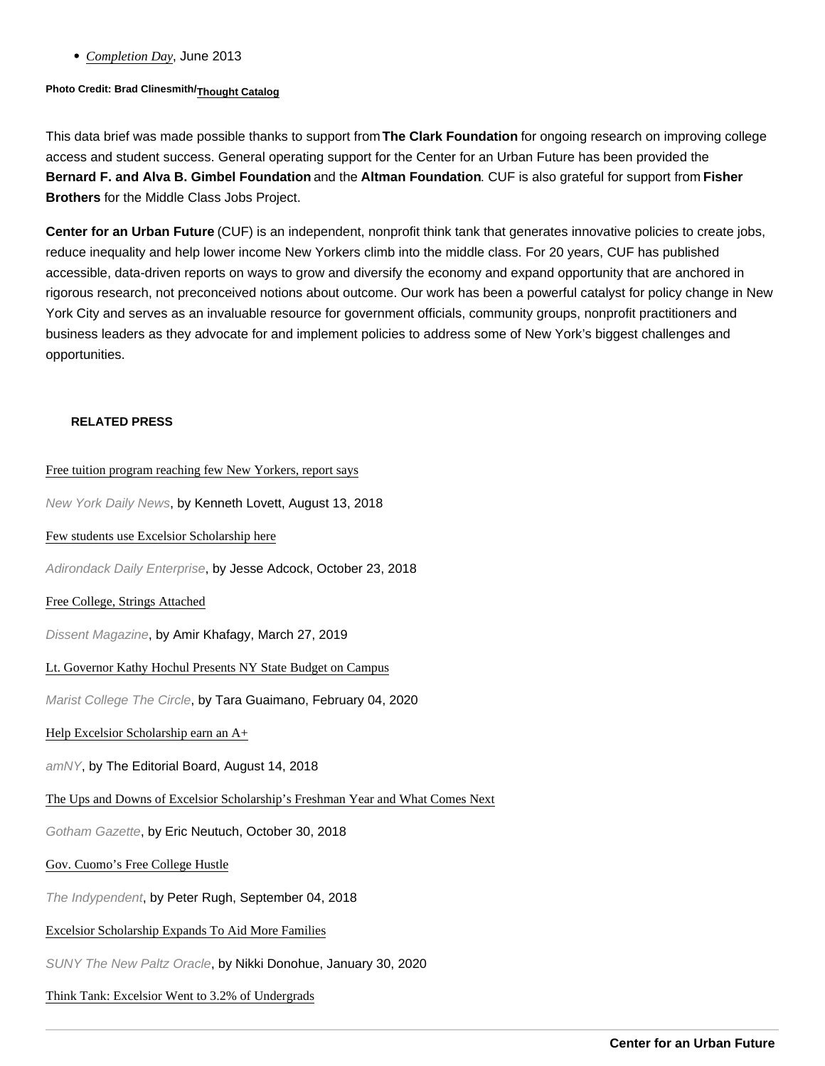- *Completion Day*, June 2013

**Photo Credit: Brad Clinesmith/Thought Catalog**

This data brief was made possible thanks to support from **The Clark Foundation** for ongoing research on improving college access and student success. General operating support for the Center for an Urban Future has been provided the **Bernard F. and Alva B. Gimbel Foundation** and the **Altman Foundation**. CUF is also grateful for support from **Fisher Brothers** for the Middle Class Jobs Project.

**Center for an Urban Future** (CUF) is an independent, nonprofit think tank that generates innovative policies to create jobs, reduce inequality and help lower income New Yorkers climb into the middle class. For 20 years, CUF has published accessible, data-driven reports on ways to grow and diversify the economy and expand opportunity that are anchored in rigorous research, not preconceived notions about outcome. Our work has been a powerful catalyst for policy change in New York City and serves as an invaluable resource for government officials, community groups, nonprofit practitioners and business leaders as they advocate for and implement policies to address some of New York's biggest challenges and opportunities.

**RELATED PRESS**

Free tuition program reaching few New Yorkers, report says

*New York Daily News*, by Kenneth Lovett, August 13, 2018

Few students use Excelsior Scholarship here

*Adirondack Daily Enterprise*, by Jesse Adcock, October 23, 2018

Free College, Strings Attached

*Dissent Magazine*, by Amir Khafagy, March 27, 2019

Lt. Governor Kathy Hochul Presents NY State Budget on Campus

*Marist College The Circle*, by Tara Guaimano, February 04, 2020

Help Excelsior Scholarship earn an A+

*amNY*, by The Editorial Board, August 14, 2018

The Ups and Downs of Excelsior Scholarship's Freshman Year and What Comes Next

*Gotham Gazette*, by Eric Neutuch, October 30, 2018

Gov. Cuomo's Free College Hustle

*The Indypendent*, by Peter Rugh, September 04, 2018

Excelsior Scholarship Expands To Aid More Families

*SUNY The New Paltz Oracle*, by Nikki Donohue, January 30, 2020

Think Tank: Excelsior Went to 3.2% of Undergrads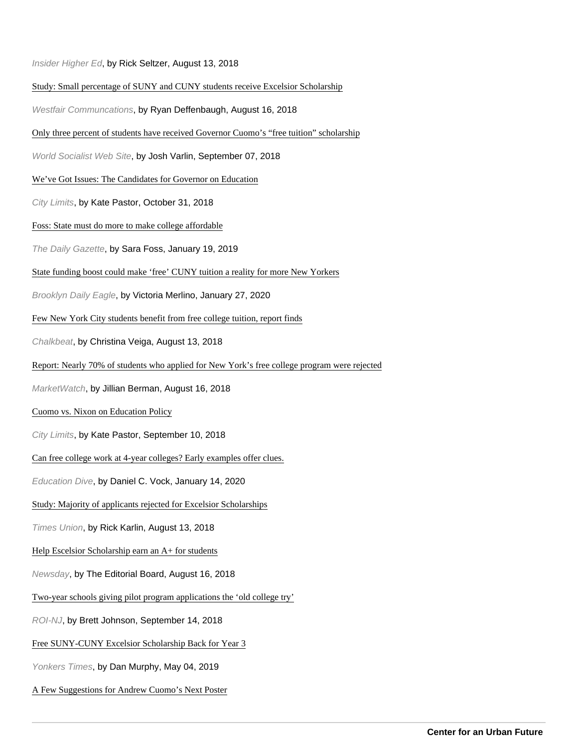*Insider Higher Ed*, by Rick Seltzer, August 13, 2018

Study: Small percentage of SUNY and CUNY students receive Excelsior Scholarship

*Westfair Communcations*, by Ryan Deffenbaugh, August 16, 2018

Only three percent of students have received Governor Cuomo's "free tuition" scholarship

*World Socialist Web Site*, by Josh Varlin, September 07, 2018

We've Got Issues: The Candidates for Governor on Education

*City Limits*, by Kate Pastor, October 31, 2018

Foss: State must do more to make college affordable

*The Daily Gazette*, by Sara Foss, January 19, 2019

State funding boost could make 'free' CUNY tuition a reality for more New Yorkers

*Brooklyn Daily Eagle*, by Victoria Merlino, January 27, 2020

Few New York City students benefit from free college tuition, report finds

*Chalkbeat*, by Christina Veiga, August 13, 2018

Report: Nearly 70% of students who applied for New York's free college program were rejected

*MarketWatch*, by Jillian Berman, August 16, 2018

Cuomo vs. Nixon on Education Policy

*City Limits*, by Kate Pastor, September 10, 2018

Can free college work at 4-year colleges? Early examples offer clues.

*Education Dive*, by Daniel C. Vock, January 14, 2020

Study: Majority of applicants rejected for Excelsior Scholarships

*Times Union*, by Rick Karlin, August 13, 2018

Help Escelsior Scholarship earn an A+ for students

*Newsday*, by The Editorial Board, August 16, 2018

Two-year schools giving pilot program applications the 'old college try'

*ROI-NJ*, by Brett Johnson, September 14, 2018

Free SUNY-CUNY Excelsior Scholarship Back for Year 3

*Yonkers Times*, by Dan Murphy, May 04, 2019

A Few Suggestions for Andrew Cuomo's Next Poster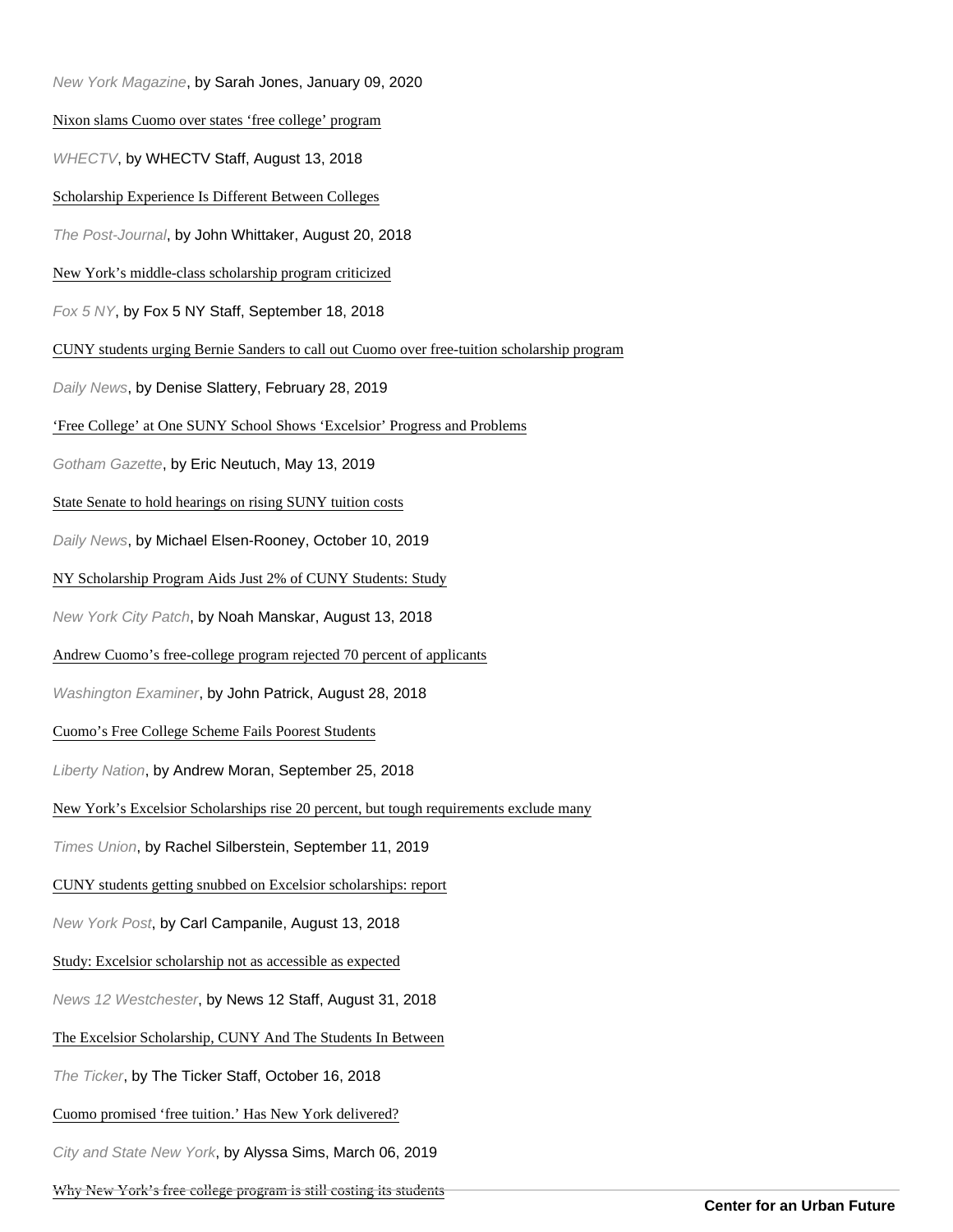*New York Magazine*, by Sarah Jones, January 09, 2020

Nixon slams Cuomo over states 'free college' program

*WHECTV*, by WHECTV Staff, August 13, 2018

Scholarship Experience Is Different Between Colleges

*The Post-Journal*, by John Whittaker, August 20, 2018

New York's middle-class scholarship program criticized

*Fox 5 NY*, by Fox 5 NY Staff, September 18, 2018

CUNY students urging Bernie Sanders to call out Cuomo over free-tuition scholarship program

*Daily News*, by Denise Slattery, February 28, 2019

'Free College' at One SUNY School Shows 'Excelsior' Progress and Problems

*Gotham Gazette*, by Eric Neutuch, May 13, 2019

State Senate to hold hearings on rising SUNY tuition costs

*Daily News*, by Michael Elsen-Rooney, October 10, 2019

NY Scholarship Program Aids Just 2% of CUNY Students: Study

*New York City Patch*, by Noah Manskar, August 13, 2018

Andrew Cuomo's free-college program rejected 70 percent of applicants

*Washington Examiner*, by John Patrick, August 28, 2018

Cuomo's Free College Scheme Fails Poorest Students

*Liberty Nation*, by Andrew Moran, September 25, 2018

New York's Excelsior Scholarships rise 20 percent, but tough requirements exclude many

*Times Union*, by Rachel Silberstein, September 11, 2019

CUNY students getting snubbed on Excelsior scholarships: report

*New York Post*, by Carl Campanile, August 13, 2018

Study: Excelsior scholarship not as accessible as expected

*News 12 Westchester*, by News 12 Staff, August 31, 2018

The Excelsior Scholarship, CUNY And The Students In Between

*The Ticker*, by The Ticker Staff, October 16, 2018

Cuomo promised 'free tuition.' Has New York delivered?

*City and State New York*, by Alyssa Sims, March 06, 2019

Why New York's free college program is still costing its students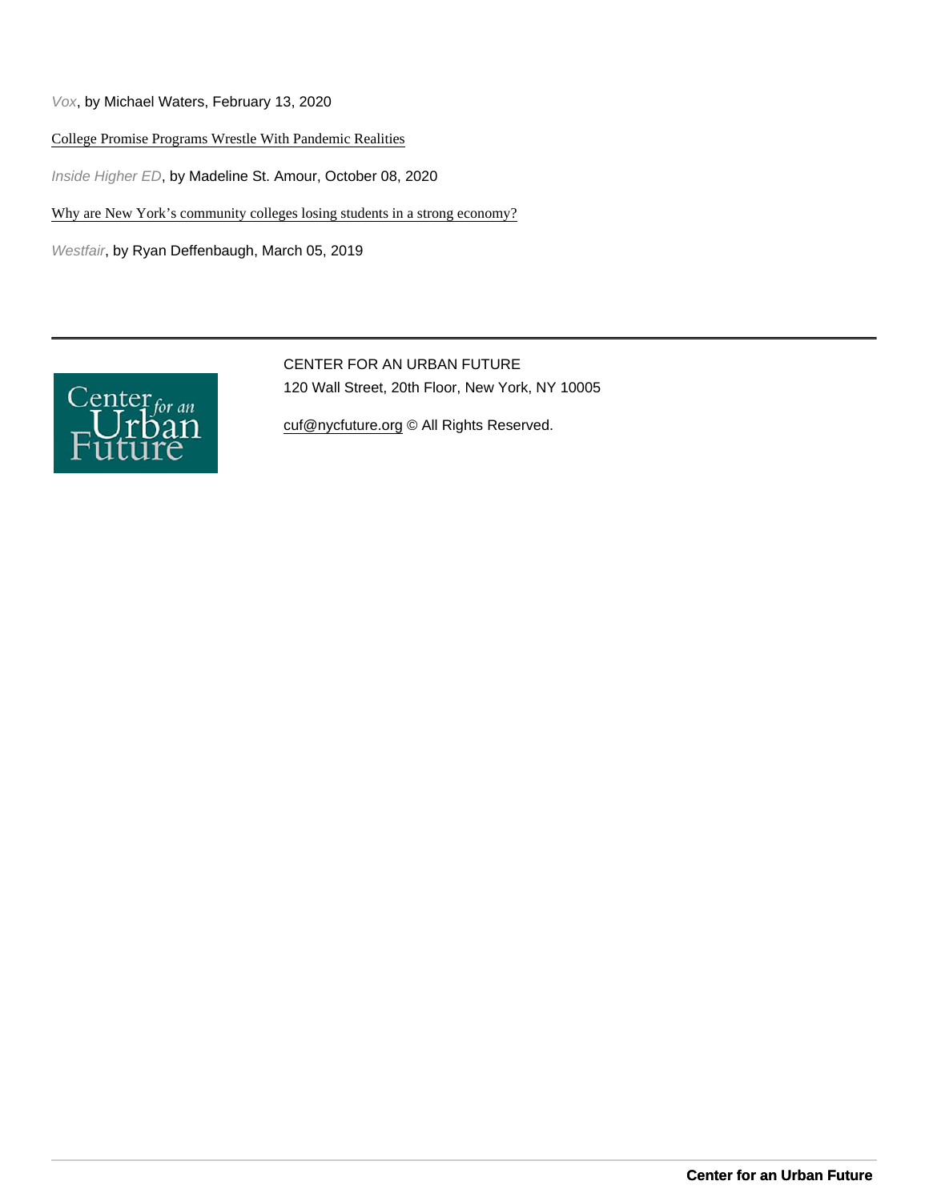*Vox*, by Michael Waters, February 13, 2020

College Promise Programs Wrestle With Pandemic Realities

*Inside Higher ED*, by Madeline St. Amour, October 08, 2020

Why are New York's community colleges losing students in a strong economy?

*Westfair*, by Ryan Deffenbaugh, March 05, 2019

---

CENTER FOR AN URBAN FUTURE
120 Wall Street, 20th Floor, New York, NY 10005

cuf@nycfuture.org © All Rights Reserved.